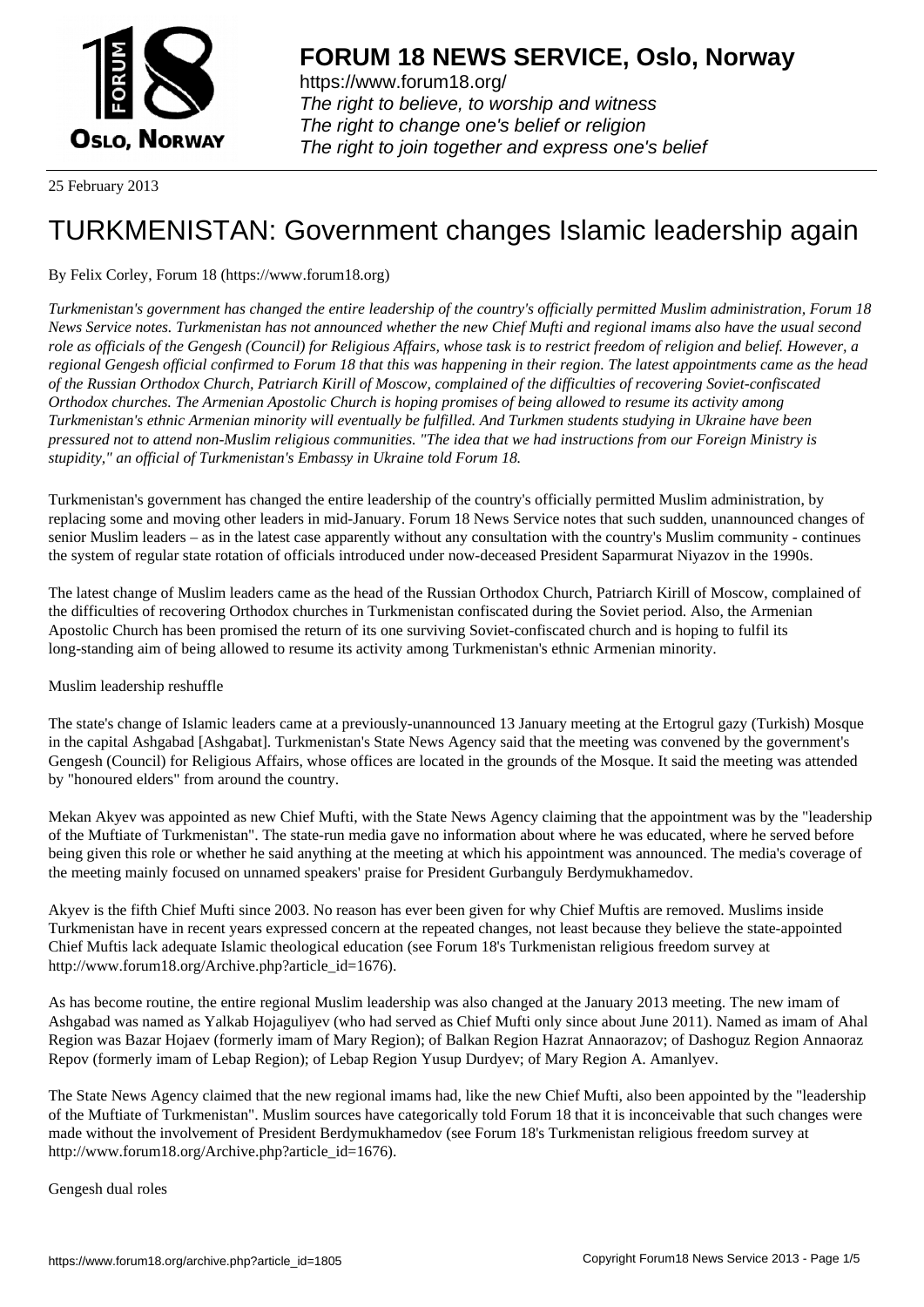# FORUM 18 NEWS SERVICE, Oslo, Norway

https://www.forum18.org/
*The right to believe, to worship and witness*
*The right to change one's belief or religion*
*The right to join together and express one's belief*

25 February 2013

# TURKMENISTAN: Government changes Islamic leadership again

By Felix Corley, Forum 18 (https://www.forum18.org)

*Turkmenistan's government has changed the entire leadership of the country's officially permitted Muslim administration, Forum 18 News Service notes. Turkmenistan has not announced whether the new Chief Mufti and regional imams also have the usual second role as officials of the Gengesh (Council) for Religious Affairs, whose task is to restrict freedom of religion and belief. However, a regional Gengesh official confirmed to Forum 18 that this was happening in their region. The latest appointments came as the head of the Russian Orthodox Church, Patriarch Kirill of Moscow, complained of the difficulties of recovering Soviet-confiscated Orthodox churches. The Armenian Apostolic Church is hoping promises of being allowed to resume its activity among Turkmenistan's ethnic Armenian minority will eventually be fulfilled. And Turkmen students studying in Ukraine have been pressured not to attend non-Muslim religious communities. "The idea that we had instructions from our Foreign Ministry is stupidity," an official of Turkmenistan's Embassy in Ukraine told Forum 18.*

Turkmenistan's government has changed the entire leadership of the country's officially permitted Muslim administration, by replacing some and moving other leaders in mid-January. Forum 18 News Service notes that such sudden, unannounced changes of senior Muslim leaders – as in the latest case apparently without any consultation with the country's Muslim community - continues the system of regular state rotation of officials introduced under now-deceased President Saparmurat Niyazov in the 1990s.

The latest change of Muslim leaders came as the head of the Russian Orthodox Church, Patriarch Kirill of Moscow, complained of the difficulties of recovering Orthodox churches in Turkmenistan confiscated during the Soviet period. Also, the Armenian Apostolic Church has been promised the return of its one surviving Soviet-confiscated church and is hoping to fulfil its long-standing aim of being allowed to resume its activity among Turkmenistan's ethnic Armenian minority.

Muslim leadership reshuffle

The state's change of Islamic leaders came at a previously-unannounced 13 January meeting at the Ertogrul gazy (Turkish) Mosque in the capital Ashgabad [Ashgabat]. Turkmenistan's State News Agency said that the meeting was convened by the government's Gengesh (Council) for Religious Affairs, whose offices are located in the grounds of the Mosque. It said the meeting was attended by "honoured elders" from around the country.

Mekan Akyev was appointed as new Chief Mufti, with the State News Agency claiming that the appointment was by the "leadership of the Muftiate of Turkmenistan". The state-run media gave no information about where he was educated, where he served before being given this role or whether he said anything at the meeting at which his appointment was announced. The media's coverage of the meeting mainly focused on unnamed speakers' praise for President Gurbanguly Berdymukhamedov.

Akyev is the fifth Chief Mufti since 2003. No reason has ever been given for why Chief Muftis are removed. Muslims inside Turkmenistan have in recent years expressed concern at the repeated changes, not least because they believe the state-appointed Chief Muftis lack adequate Islamic theological education (see Forum 18's Turkmenistan religious freedom survey at http://www.forum18.org/Archive.php?article_id=1676).

As has become routine, the entire regional Muslim leadership was also changed at the January 2013 meeting. The new imam of Ashgabad was named as Yalkab Hojaguliyev (who had served as Chief Mufti only since about June 2011). Named as imam of Ahal Region was Bazar Hojaev (formerly imam of Mary Region); of Balkan Region Hazrat Annaorazov; of Dashoguz Region Annaoraz Repov (formerly imam of Lebap Region); of Lebap Region Yusup Durdyev; of Mary Region A. Amanlyev.

The State News Agency claimed that the new regional imams had, like the new Chief Mufti, also been appointed by the "leadership of the Muftiate of Turkmenistan". Muslim sources have categorically told Forum 18 that it is inconceivable that such changes were made without the involvement of President Berdymukhamedov (see Forum 18's Turkmenistan religious freedom survey at http://www.forum18.org/Archive.php?article_id=1676).

Gengesh dual roles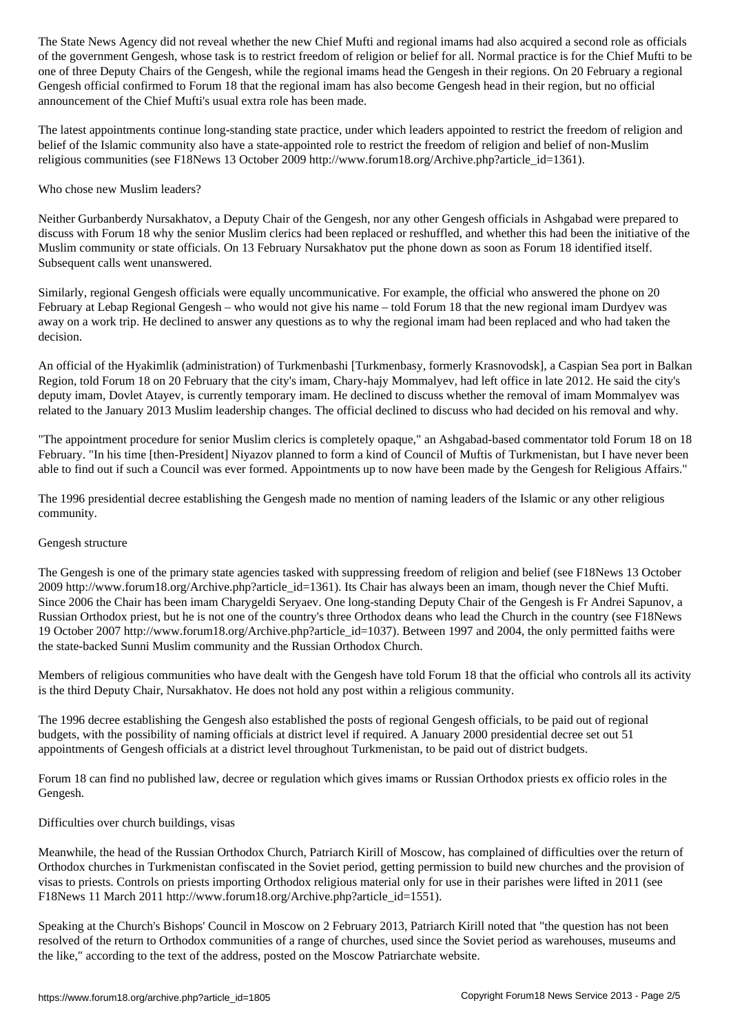The State News Agency did not reveal whether the new Chief Mufti and regional imams had also acquired a second role as officials of the government Gengesh, whose task is to restrict freedom of religion or belief for all. Normal practice is for the Chief Mufti to be one of three Deputy Chairs of the Gengesh, while the regional imams head the Gengesh in their regions. On 20 February a regional Gengesh official confirmed to Forum 18 that the regional imam has also become Gengesh head in their region, but no official announcement of the Chief Mufti's usual extra role has been made.

The latest appointments continue long-standing state practice, under which leaders appointed to restrict the freedom of religion and belief of the Islamic community also have a state-appointed role to restrict the freedom of religion and belief of non-Muslim religious communities (see F18News 13 October 2009 http://www.forum18.org/Archive.php?article_id=1361).

## Who chose new Muslim leaders?

Neither Gurbanberdy Nursakhatov, a Deputy Chair of the Gengesh, nor any other Gengesh officials in Ashgabad were prepared to discuss with Forum 18 why the senior Muslim clerics had been replaced or reshuffled, and whether this had been the initiative of the Muslim community or state officials. On 13 February Nursakhatov put the phone down as soon as Forum 18 identified itself. Subsequent calls went unanswered.

Similarly, regional Gengesh officials were equally uncommunicative. For example, the official who answered the phone on 20 February at Lebap Regional Gengesh – who would not give his name – told Forum 18 that the new regional imam Durdyev was away on a work trip. He declined to answer any questions as to why the regional imam had been replaced and who had taken the decision.

An official of the Hyakimlik (administration) of Turkmenbashi [Turkmenbasy, formerly Krasnovodsk], a Caspian Sea port in Balkan Region, told Forum 18 on 20 February that the city's imam, Chary-hajy Mommalyev, had left office in late 2012. He said the city's deputy imam, Dovlet Atayev, is currently temporary imam. He declined to discuss whether the removal of imam Mommalyev was related to the January 2013 Muslim leadership changes. The official declined to discuss who had decided on his removal and why.

"The appointment procedure for senior Muslim clerics is completely opaque," an Ashgabad-based commentator told Forum 18 on 18 February. "In his time [then-President] Niyazov planned to form a kind of Council of Muftis of Turkmenistan, but I have never been able to find out if such a Council was ever formed. Appointments up to now have been made by the Gengesh for Religious Affairs."

The 1996 presidential decree establishing the Gengesh made no mention of naming leaders of the Islamic or any other religious community.

## Gengesh structure

The Gengesh is one of the primary state agencies tasked with suppressing freedom of religion and belief (see F18News 13 October 2009 http://www.forum18.org/Archive.php?article_id=1361). Its Chair has always been an imam, though never the Chief Mufti. Since 2006 the Chair has been imam Charygeldi Seryaev. One long-standing Deputy Chair of the Gengesh is Fr Andrei Sapunov, a Russian Orthodox priest, but he is not one of the country's three Orthodox deans who lead the Church in the country (see F18News 19 October 2007 http://www.forum18.org/Archive.php?article_id=1037). Between 1997 and 2004, the only permitted faiths were the state-backed Sunni Muslim community and the Russian Orthodox Church.

Members of religious communities who have dealt with the Gengesh have told Forum 18 that the official who controls all its activity is the third Deputy Chair, Nursakhatov. He does not hold any post within a religious community.

The 1996 decree establishing the Gengesh also established the posts of regional Gengesh officials, to be paid out of regional budgets, with the possibility of naming officials at district level if required. A January 2000 presidential decree set out 51 appointments of Gengesh officials at a district level throughout Turkmenistan, to be paid out of district budgets.

Forum 18 can find no published law, decree or regulation which gives imams or Russian Orthodox priests ex officio roles in the Gengesh.

## Difficulties over church buildings, visas

Meanwhile, the head of the Russian Orthodox Church, Patriarch Kirill of Moscow, has complained of difficulties over the return of Orthodox churches in Turkmenistan confiscated in the Soviet period, getting permission to build new churches and the provision of visas to priests. Controls on priests importing Orthodox religious material only for use in their parishes were lifted in 2011 (see F18News 11 March 2011 http://www.forum18.org/Archive.php?article_id=1551).

Speaking at the Church's Bishops' Council in Moscow on 2 February 2013, Patriarch Kirill noted that "the question has not been resolved of the return to Orthodox communities of a range of churches, used since the Soviet period as warehouses, museums and the like," according to the text of the address, posted on the Moscow Patriarchate website.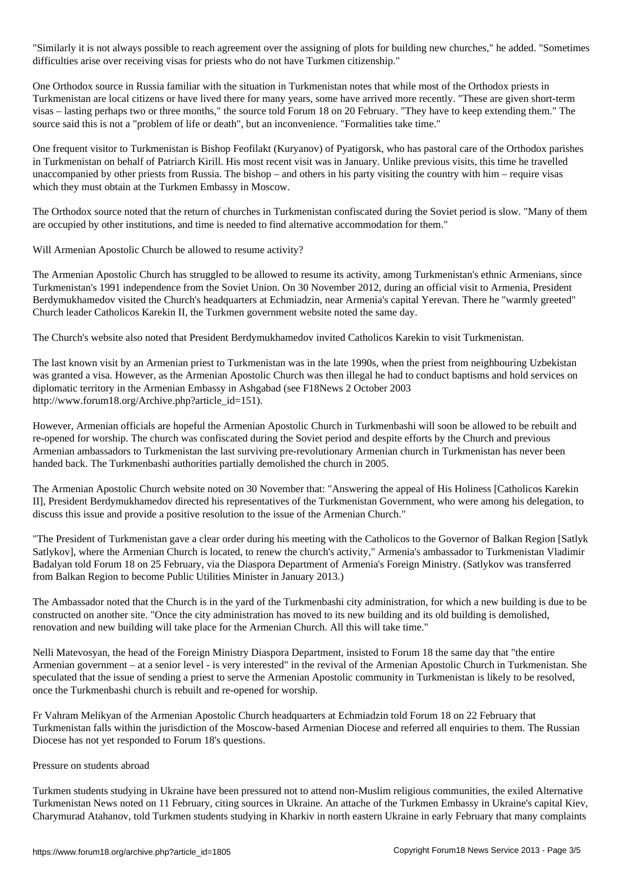"Similarly it is not always possible to reach agreement over the assigning of plots for building new churches," he added. "Sometimes difficulties arise over receiving visas for priests who do not have Turkmen citizenship."

One Orthodox source in Russia familiar with the situation in Turkmenistan notes that while most of the Orthodox priests in Turkmenistan are local citizens or have lived there for many years, some have arrived more recently. "These are given short-term visas – lasting perhaps two or three months," the source told Forum 18 on 20 February. "They have to keep extending them." The source said this is not a "problem of life or death", but an inconvenience. "Formalities take time."

One frequent visitor to Turkmenistan is Bishop Feofilakt (Kuryanov) of Pyatigorsk, who has pastoral care of the Orthodox parishes in Turkmenistan on behalf of Patriarch Kirill. His most recent visit was in January. Unlike previous visits, this time he travelled unaccompanied by other priests from Russia. The bishop – and others in his party visiting the country with him – require visas which they must obtain at the Turkmen Embassy in Moscow.

The Orthodox source noted that the return of churches in Turkmenistan confiscated during the Soviet period is slow. "Many of them are occupied by other institutions, and time is needed to find alternative accommodation for them."

## Will Armenian Apostolic Church be allowed to resume activity?

The Armenian Apostolic Church has struggled to be allowed to resume its activity, among Turkmenistan's ethnic Armenians, since Turkmenistan's 1991 independence from the Soviet Union. On 30 November 2012, during an official visit to Armenia, President Berdymukhamedov visited the Church's headquarters at Echmiadzin, near Armenia's capital Yerevan. There he "warmly greeted" Church leader Catholicos Karekin II, the Turkmen government website noted the same day.

The Church's website also noted that President Berdymukhamedov invited Catholicos Karekin to visit Turkmenistan.

The last known visit by an Armenian priest to Turkmenistan was in the late 1990s, when the priest from neighbouring Uzbekistan was granted a visa. However, as the Armenian Apostolic Church was then illegal he had to conduct baptisms and hold services on diplomatic territory in the Armenian Embassy in Ashgabad (see F18News 2 October 2003 http://www.forum18.org/Archive.php?article_id=151).

However, Armenian officials are hopeful the Armenian Apostolic Church in Turkmenbashi will soon be allowed to be rebuilt and re-opened for worship. The church was confiscated during the Soviet period and despite efforts by the Church and previous Armenian ambassadors to Turkmenistan the last surviving pre-revolutionary Armenian church in Turkmenistan has never been handed back. The Turkmenbashi authorities partially demolished the church in 2005.

The Armenian Apostolic Church website noted on 30 November that: "Answering the appeal of His Holiness [Catholicos Karekin II], President Berdymukhamedov directed his representatives of the Turkmenistan Government, who were among his delegation, to discuss this issue and provide a positive resolution to the issue of the Armenian Church."

"The President of Turkmenistan gave a clear order during his meeting with the Catholicos to the Governor of Balkan Region [Satlyk Satlykov], where the Armenian Church is located, to renew the church's activity," Armenia's ambassador to Turkmenistan Vladimir Badalyan told Forum 18 on 25 February, via the Diaspora Department of Armenia's Foreign Ministry. (Satlykov was transferred from Balkan Region to become Public Utilities Minister in January 2013.)

The Ambassador noted that the Church is in the yard of the Turkmenbashi city administration, for which a new building is due to be constructed on another site. "Once the city administration has moved to its new building and its old building is demolished, renovation and new building will take place for the Armenian Church. All this will take time."

Nelli Matevosyan, the head of the Foreign Ministry Diaspora Department, insisted to Forum 18 the same day that "the entire Armenian government – at a senior level - is very interested" in the revival of the Armenian Apostolic Church in Turkmenistan. She speculated that the issue of sending a priest to serve the Armenian Apostolic community in Turkmenistan is likely to be resolved, once the Turkmenbashi church is rebuilt and re-opened for worship.

Fr Vahram Melikyan of the Armenian Apostolic Church headquarters at Echmiadzin told Forum 18 on 22 February that Turkmenistan falls within the jurisdiction of the Moscow-based Armenian Diocese and referred all enquiries to them. The Russian Diocese has not yet responded to Forum 18's questions.

## Pressure on students abroad

Turkmen students studying in Ukraine have been pressured not to attend non-Muslim religious communities, the exiled Alternative Turkmenistan News noted on 11 February, citing sources in Ukraine. An attache of the Turkmen Embassy in Ukraine's capital Kiev, Charymurad Atahanov, told Turkmen students studying in Kharkiv in north eastern Ukraine in early February that many complaints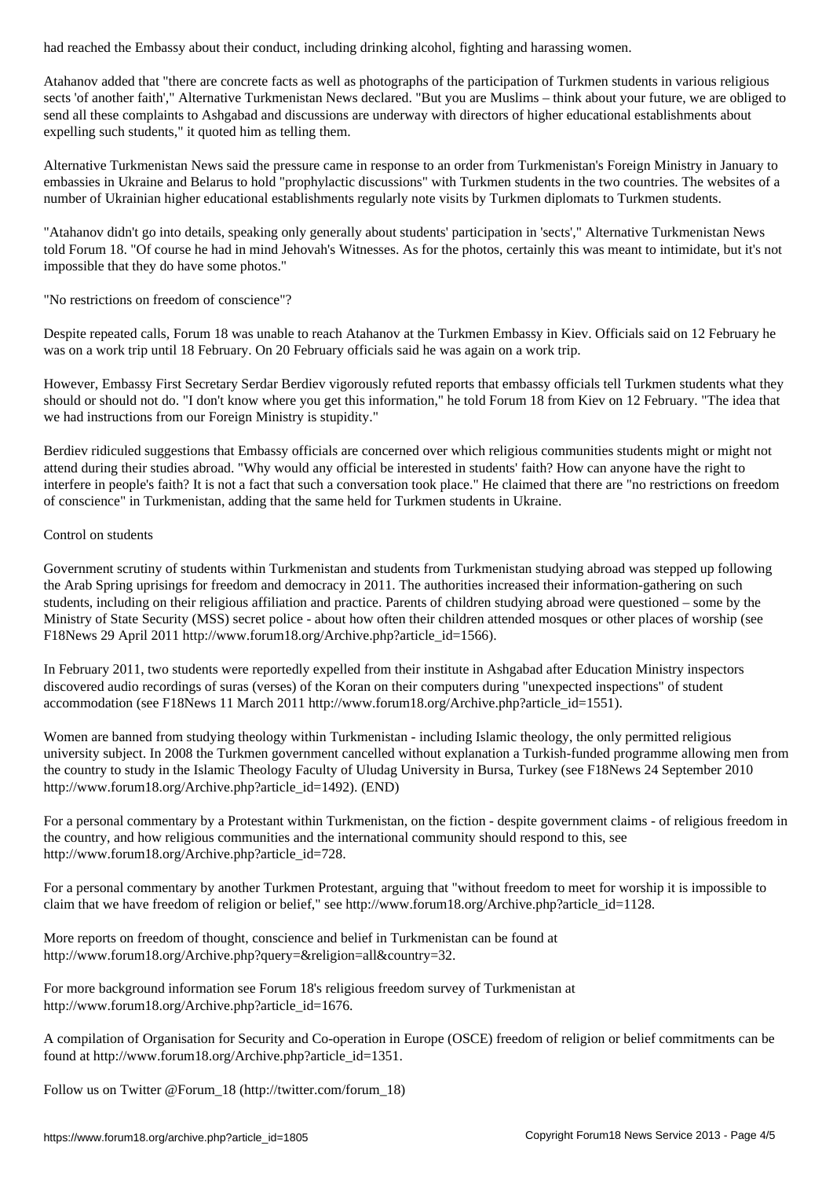had reached the Embassy about their conduct, including drinking alcohol, fighting and harassing women.

Atahanov added that "there are concrete facts as well as photographs of the participation of Turkmen students in various religious sects 'of another faith'," Alternative Turkmenistan News declared. "But you are Muslims – think about your future, we are obliged to send all these complaints to Ashgabad and discussions are underway with directors of higher educational establishments about expelling such students," it quoted him as telling them.

Alternative Turkmenistan News said the pressure came in response to an order from Turkmenistan's Foreign Ministry in January to embassies in Ukraine and Belarus to hold "prophylactic discussions" with Turkmen students in the two countries. The websites of a number of Ukrainian higher educational establishments regularly note visits by Turkmen diplomats to Turkmen students.

"Atahanov didn't go into details, speaking only generally about students' participation in 'sects'," Alternative Turkmenistan News told Forum 18. "Of course he had in mind Jehovah's Witnesses. As for the photos, certainly this was meant to intimidate, but it's not impossible that they do have some photos."

"No restrictions on freedom of conscience"?

Despite repeated calls, Forum 18 was unable to reach Atahanov at the Turkmen Embassy in Kiev. Officials said on 12 February he was on a work trip until 18 February. On 20 February officials said he was again on a work trip.

However, Embassy First Secretary Serdar Berdiev vigorously refuted reports that embassy officials tell Turkmen students what they should or should not do. "I don't know where you get this information," he told Forum 18 from Kiev on 12 February. "The idea that we had instructions from our Foreign Ministry is stupidity."

Berdiev ridiculed suggestions that Embassy officials are concerned over which religious communities students might or might not attend during their studies abroad. "Why would any official be interested in students' faith? How can anyone have the right to interfere in people's faith? It is not a fact that such a conversation took place." He claimed that there are "no restrictions on freedom of conscience" in Turkmenistan, adding that the same held for Turkmen students in Ukraine.

Control on students

Government scrutiny of students within Turkmenistan and students from Turkmenistan studying abroad was stepped up following the Arab Spring uprisings for freedom and democracy in 2011. The authorities increased their information-gathering on such students, including on their religious affiliation and practice. Parents of children studying abroad were questioned – some by the Ministry of State Security (MSS) secret police - about how often their children attended mosques or other places of worship (see F18News 29 April 2011 http://www.forum18.org/Archive.php?article_id=1566).

In February 2011, two students were reportedly expelled from their institute in Ashgabad after Education Ministry inspectors discovered audio recordings of suras (verses) of the Koran on their computers during "unexpected inspections" of student accommodation (see F18News 11 March 2011 http://www.forum18.org/Archive.php?article_id=1551).

Women are banned from studying theology within Turkmenistan - including Islamic theology, the only permitted religious university subject. In 2008 the Turkmen government cancelled without explanation a Turkish-funded programme allowing men from the country to study in the Islamic Theology Faculty of Uludag University in Bursa, Turkey (see F18News 24 September 2010 http://www.forum18.org/Archive.php?article_id=1492). (END)

For a personal commentary by a Protestant within Turkmenistan, on the fiction - despite government claims - of religious freedom in the country, and how religious communities and the international community should respond to this, see http://www.forum18.org/Archive.php?article_id=728.

For a personal commentary by another Turkmen Protestant, arguing that "without freedom to meet for worship it is impossible to claim that we have freedom of religion or belief," see http://www.forum18.org/Archive.php?article_id=1128.

More reports on freedom of thought, conscience and belief in Turkmenistan can be found at http://www.forum18.org/Archive.php?query=&religion=all&country=32.

For more background information see Forum 18's religious freedom survey of Turkmenistan at http://www.forum18.org/Archive.php?article_id=1676.

A compilation of Organisation for Security and Co-operation in Europe (OSCE) freedom of religion or belief commitments can be found at http://www.forum18.org/Archive.php?article_id=1351.

Follow us on Twitter @Forum_18 (http://twitter.com/forum_18)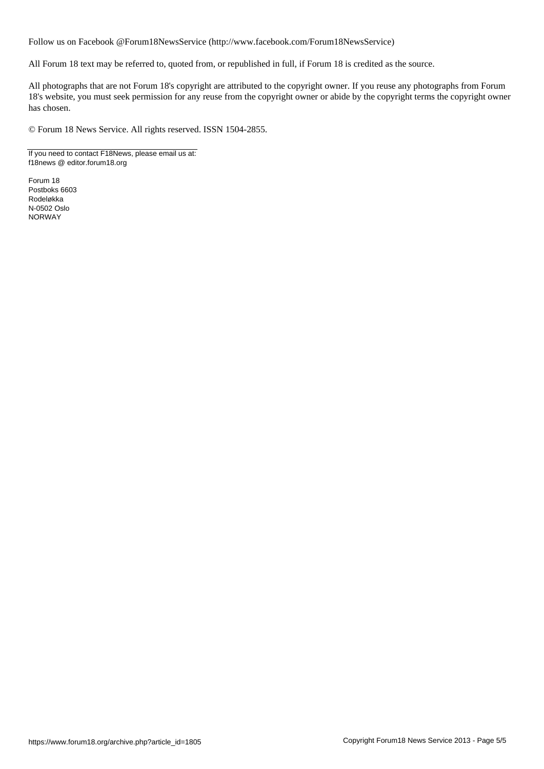Follow us on Facebook @Forum18NewsService (http://www.facebook.com/Forum18NewsService)

All Forum 18 text may be referred to, quoted from, or republished in full, if Forum 18 is credited as the source.

All photographs that are not Forum 18's copyright are attributed to the copyright owner. If you reuse any photographs from Forum 18's website, you must seek permission for any reuse from the copyright owner or abide by the copyright terms the copyright owner has chosen.

© Forum 18 News Service. All rights reserved. ISSN 1504-2855.

---

If you need to contact F18News, please email us at:
f18news @ editor.forum18.org

Forum 18
Postboks 6603
Rodeløkka
N-0502 Oslo
NORWAY